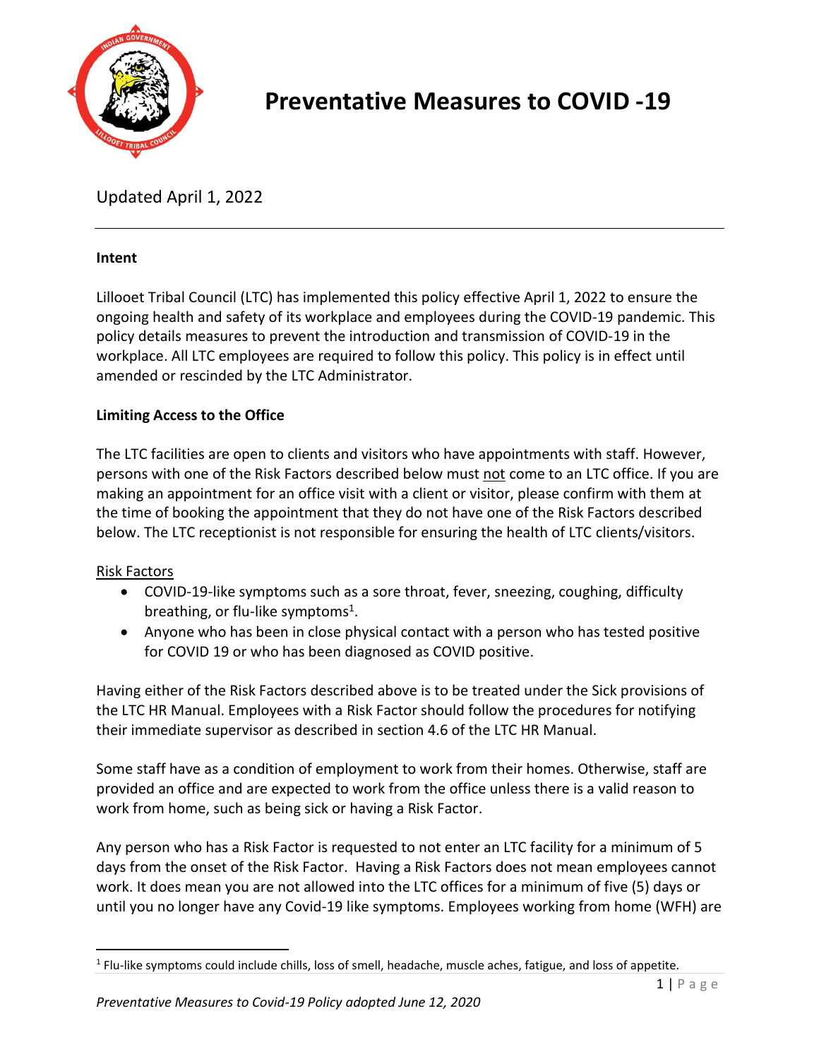# Preventative Measures to COVID -19

Updated April 1, 2022

---

**Intent**

Lillooet Tribal Council (LTC) has implemented this policy effective April 1, 2022 to ensure the ongoing health and safety of its workplace and employees during the COVID-19 pandemic. This policy details measures to prevent the introduction and transmission of COVID-19 in the workplace. All LTC employees are required to follow this policy. This policy is in effect until amended or rescinded by the LTC Administrator.

**Limiting Access to the Office**

The LTC facilities are open to clients and visitors who have appointments with staff. However, persons with one of the Risk Factors described below must <u>not</u> come to an LTC office. If you are making an appointment for an office visit with a client or visitor, please confirm with them at the time of booking the appointment that they do not have one of the Risk Factors described below. The LTC receptionist is not responsible for ensuring the health of LTC clients/visitors.

<u>Risk Factors</u>

- COVID-19-like symptoms such as a sore throat, fever, sneezing, coughing, difficulty breathing, or flu-like symptoms[1].
- Anyone who has been in close physical contact with a person who has tested positive for COVID 19 or who has been diagnosed as COVID positive.

Having either of the Risk Factors described above is to be treated under the Sick provisions of the LTC HR Manual. Employees with a Risk Factor should follow the procedures for notifying their immediate supervisor as described in section 4.6 of the LTC HR Manual.

Some staff have as a condition of employment to work from their homes. Otherwise, staff are provided an office and are expected to work from the office unless there is a valid reason to work from home, such as being sick or having a Risk Factor.

Any person who has a Risk Factor is requested to not enter an LTC facility for a minimum of 5 days from the onset of the Risk Factor. Having a Risk Factors does not mean employees cannot work. It does mean you are not allowed into the LTC offices for a minimum of five (5) days or until you no longer have any Covid-19 like symptoms. Employees working from home (WFH) are

---

[1] Flu-like symptoms could include chills, loss of smell, headache, muscle aches, fatigue, and loss of appetite.

*Preventative Measures to Covid-19 Policy adopted June 12, 2020*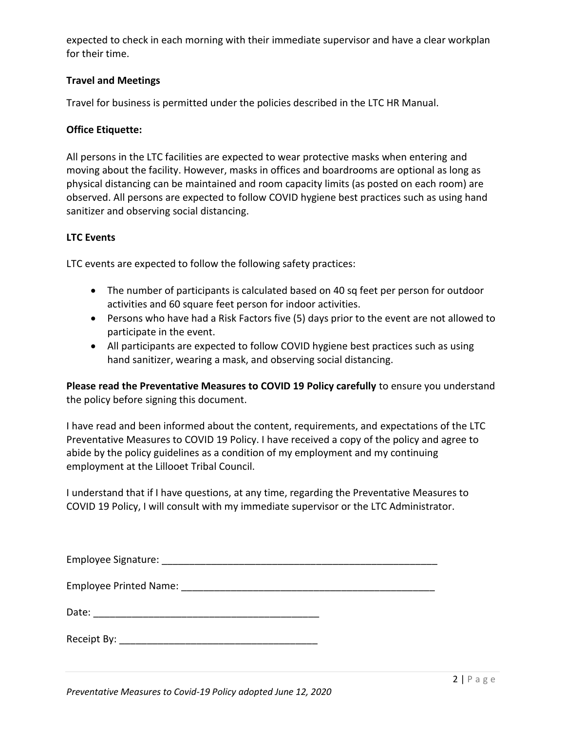expected to check in each morning with their immediate supervisor and have a clear workplan for their time.

**Travel and Meetings**

Travel for business is permitted under the policies described in the LTC HR Manual.

**Office Etiquette:**

All persons in the LTC facilities are expected to wear protective masks when entering and moving about the facility. However, masks in offices and boardrooms are optional as long as physical distancing can be maintained and room capacity limits (as posted on each room) are observed. All persons are expected to follow COVID hygiene best practices such as using hand sanitizer and observing social distancing.

**LTC Events**

LTC events are expected to follow the following safety practices:

- The number of participants is calculated based on 40 sq feet per person for outdoor activities and 60 square feet person for indoor activities.
- Persons who have had a Risk Factors five (5) days prior to the event are not allowed to participate in the event.
- All participants are expected to follow COVID hygiene best practices such as using hand sanitizer, wearing a mask, and observing social distancing.

**Please read the Preventative Measures to COVID 19 Policy carefully** to ensure you understand the policy before signing this document.

I have read and been informed about the content, requirements, and expectations of the LTC Preventative Measures to COVID 19 Policy. I have received a copy of the policy and agree to abide by the policy guidelines as a condition of my employment and my continuing employment at the Lillooet Tribal Council.

I understand that if I have questions, at any time, regarding the Preventative Measures to COVID 19 Policy, I will consult with my immediate supervisor or the LTC Administrator.

Employee Signature: ____________________________________________________

Employee Printed Name: ________________________________________________

Date: __________________________________________

Receipt By: ____________________________________

*Preventative Measures to Covid-19 Policy adopted June 12, 2020*